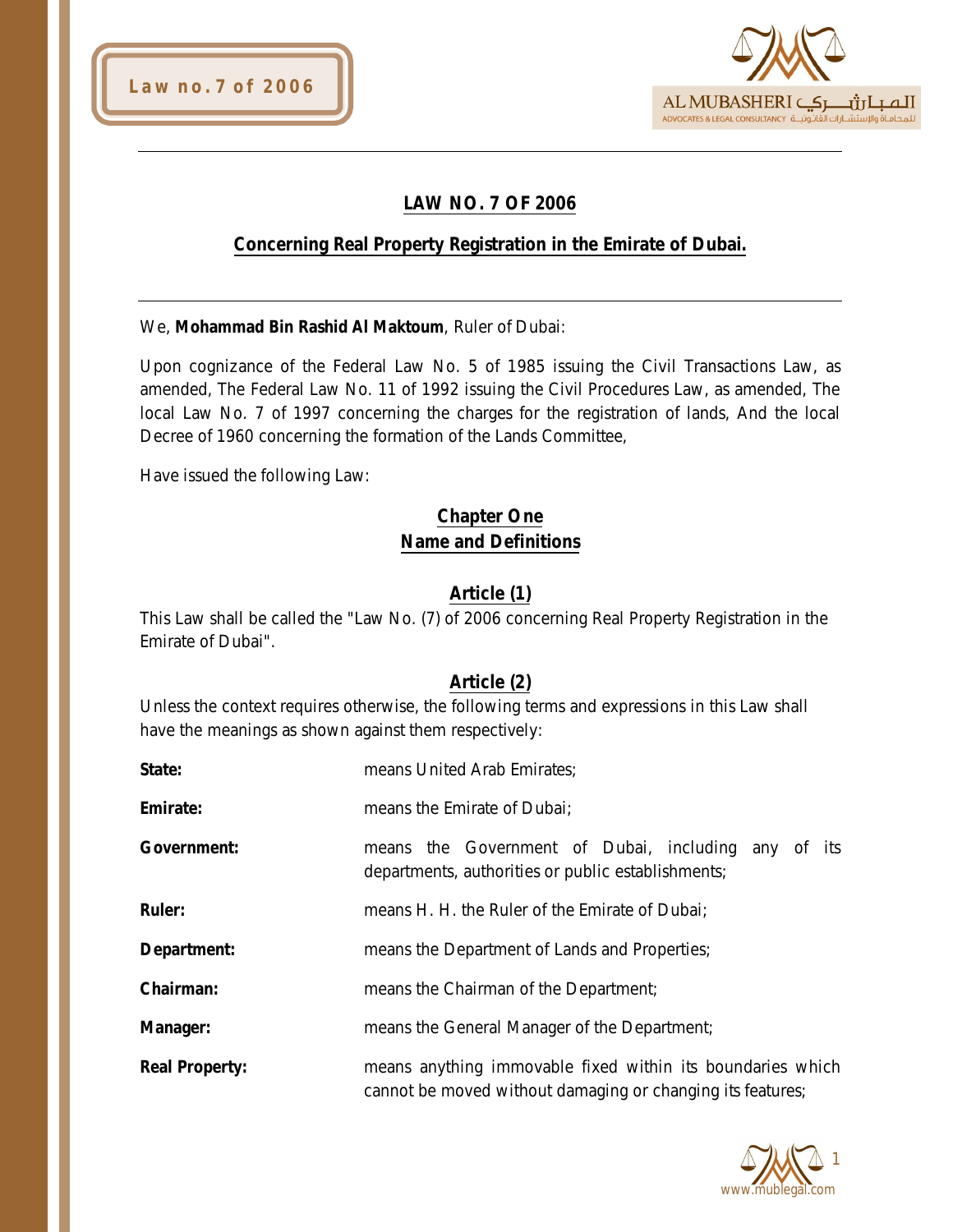# LAW NO. 7 OF 2006

## Concerning Real Property Registration in the Emirate of Dubai.

We, **Mohammad Bin Rashid Al Maktoum**, Ruler of Dubai:

Upon cognizance of the Federal Law No. 5 of 1985 issuing the Civil Transactions Law, as amended, The Federal Law No. 11 of 1992 issuing the Civil Procedures Law, as amended, The local Law No. 7 of 1997 concerning the charges for the registration of lands, And the local Decree of 1960 concerning the formation of the Lands Committee,

Have issued the following Law:

## Chapter One
## Name and Definitions

### Article (1)

This Law shall be called the "Law No. (7) of 2006 concerning Real Property Registration in the Emirate of Dubai".

### Article (2)

Unless the context requires otherwise, the following terms and expressions in this Law shall have the meanings as shown against them respectively:

**State:** means United Arab Emirates;

**Emirate:** means the Emirate of Dubai;

**Government:** means the Government of Dubai, including any of its departments, authorities or public establishments;

**Ruler:** means H. H. the Ruler of the Emirate of Dubai;

**Department:** means the Department of Lands and Properties;

**Chairman:** means the Chairman of the Department;

**Manager:** means the General Manager of the Department;

**Real Property:** means anything immovable fixed within its boundaries which cannot be moved without damaging or changing its features;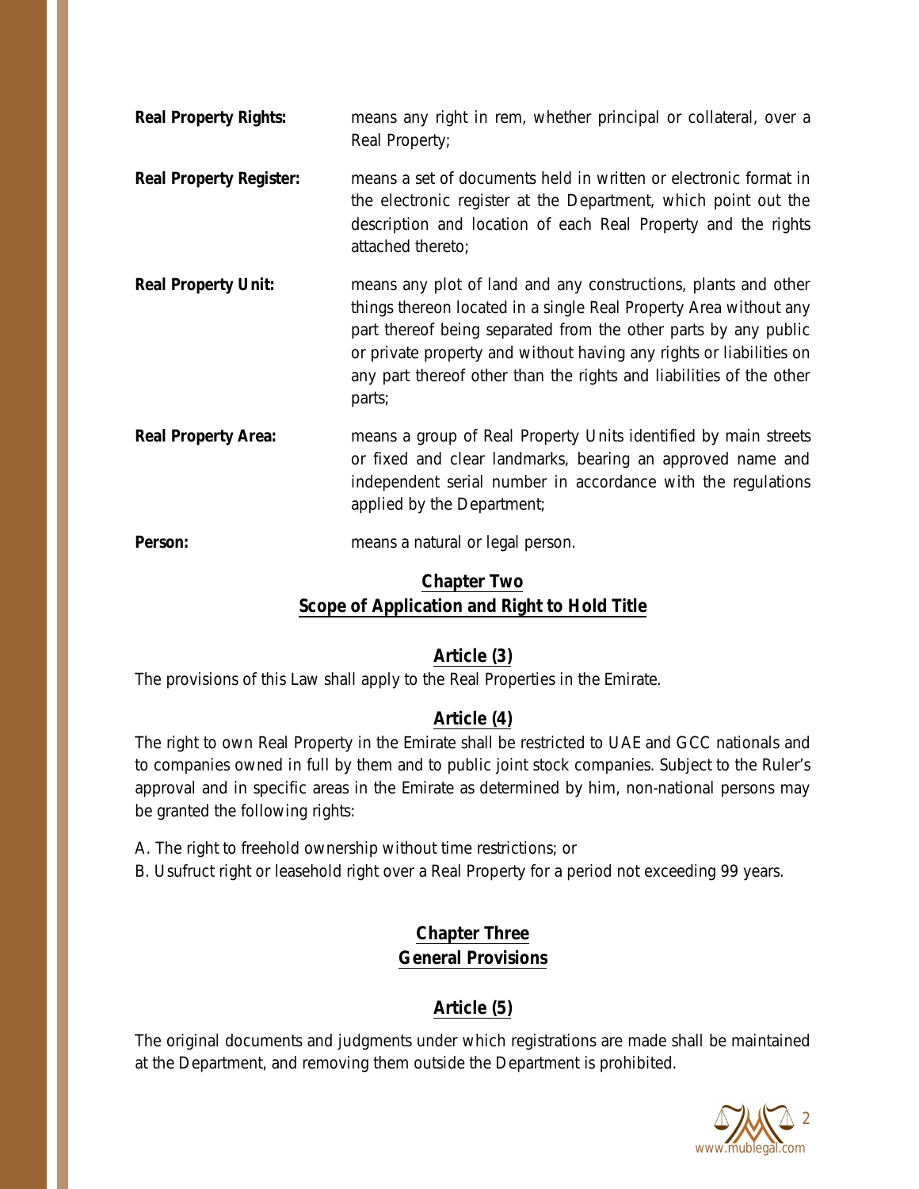**Real Property Rights:** means any right in rem, whether principal or collateral, over a Real Property;

**Real Property Register:** means a set of documents held in written or electronic format in the electronic register at the Department, which point out the description and location of each Real Property and the rights attached thereto;

**Real Property Unit:** means any plot of land and any constructions, plants and other things thereon located in a single Real Property Area without any part thereof being separated from the other parts by any public or private property and without having any rights or liabilities on any part thereof other than the rights and liabilities of the other parts;

**Real Property Area:** means a group of Real Property Units identified by main streets or fixed and clear landmarks, bearing an approved name and independent serial number in accordance with the regulations applied by the Department;

**Person:** means a natural or legal person.

## Chapter Two
## Scope of Application and Right to Hold Title

### Article (3)

The provisions of this Law shall apply to the Real Properties in the Emirate.

### Article (4)

The right to own Real Property in the Emirate shall be restricted to UAE and GCC nationals and to companies owned in full by them and to public joint stock companies. Subject to the Ruler's approval and in specific areas in the Emirate as determined by him, non-national persons may be granted the following rights:

A. The right to freehold ownership without time restrictions; or

B. Usufruct right or leasehold right over a Real Property for a period not exceeding 99 years.

## Chapter Three
## General Provisions

### Article (5)

The original documents and judgments under which registrations are made shall be maintained at the Department, and removing them outside the Department is prohibited.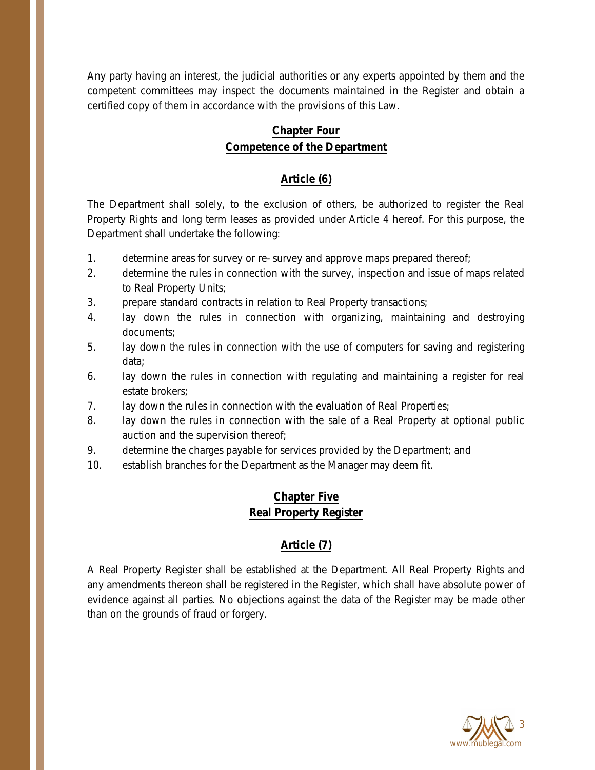Any party having an interest, the judicial authorities or any experts appointed by them and the competent committees may inspect the documents maintained in the Register and obtain a certified copy of them in accordance with the provisions of this Law.

## Chapter Four
## Competence of the Department

### Article (6)

The Department shall solely, to the exclusion of others, be authorized to register the Real Property Rights and long term leases as provided under Article 4 hereof. For this purpose, the Department shall undertake the following:

1. determine areas for survey or re- survey and approve maps prepared thereof;
2. determine the rules in connection with the survey, inspection and issue of maps related to Real Property Units;
3. prepare standard contracts in relation to Real Property transactions;
4. lay down the rules in connection with organizing, maintaining and destroying documents;
5. lay down the rules in connection with the use of computers for saving and registering data;
6. lay down the rules in connection with regulating and maintaining a register for real estate brokers;
7. lay down the rules in connection with the evaluation of Real Properties;
8. lay down the rules in connection with the sale of a Real Property at optional public auction and the supervision thereof;
9. determine the charges payable for services provided by the Department; and
10. establish branches for the Department as the Manager may deem fit.

## Chapter Five
## Real Property Register

### Article (7)

A Real Property Register shall be established at the Department. All Real Property Rights and any amendments thereon shall be registered in the Register, which shall have absolute power of evidence against all parties. No objections against the data of the Register may be made other than on the grounds of fraud or forgery.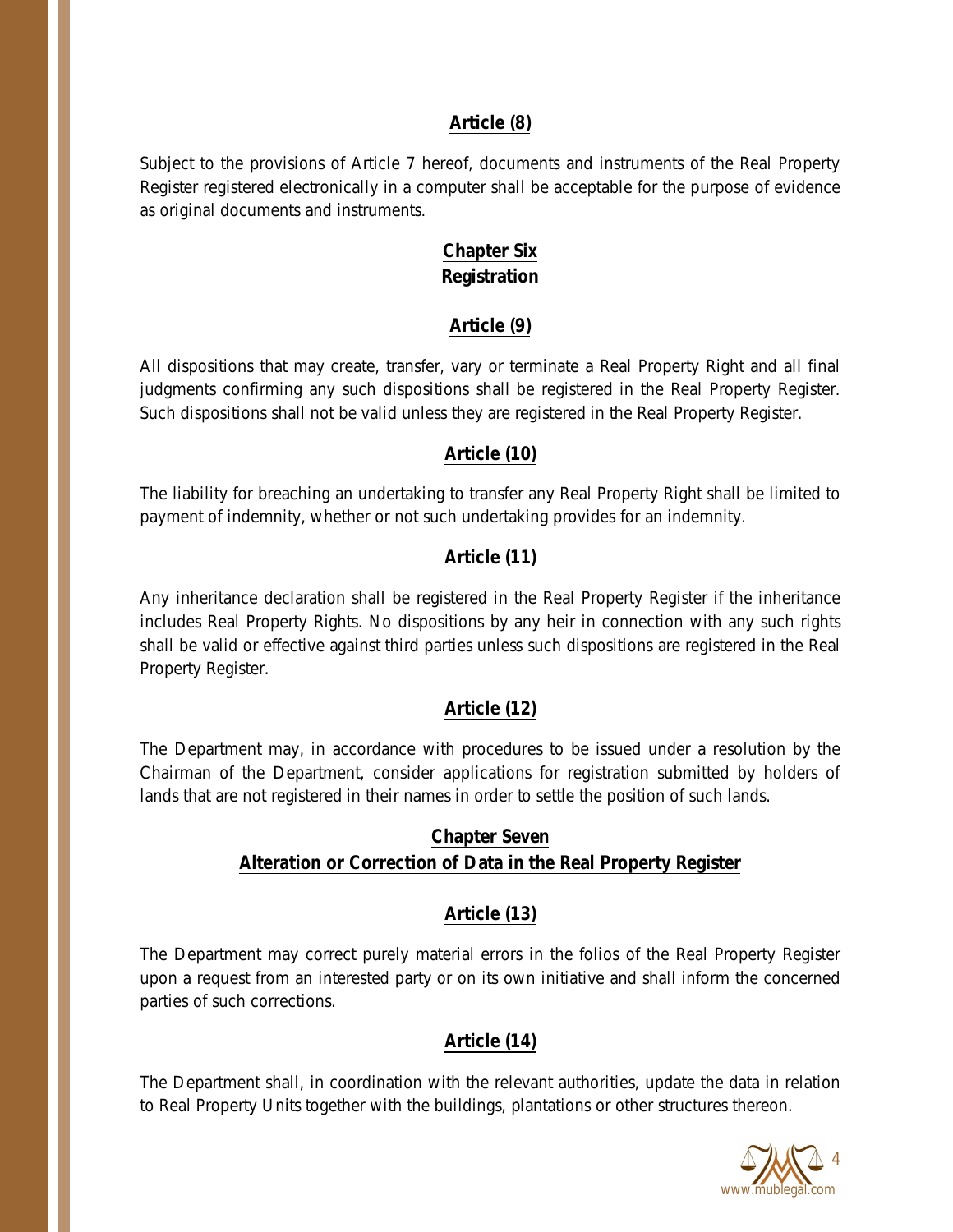## Article (8)

Subject to the provisions of Article 7 hereof, documents and instruments of the Real Property Register registered electronically in a computer shall be acceptable for the purpose of evidence as original documents and instruments.

## Chapter Six
## Registration

## Article (9)

All dispositions that may create, transfer, vary or terminate a Real Property Right and all final judgments confirming any such dispositions shall be registered in the Real Property Register. Such dispositions shall not be valid unless they are registered in the Real Property Register.

## Article (10)

The liability for breaching an undertaking to transfer any Real Property Right shall be limited to payment of indemnity, whether or not such undertaking provides for an indemnity.

## Article (11)

Any inheritance declaration shall be registered in the Real Property Register if the inheritance includes Real Property Rights. No dispositions by any heir in connection with any such rights shall be valid or effective against third parties unless such dispositions are registered in the Real Property Register.

## Article (12)

The Department may, in accordance with procedures to be issued under a resolution by the Chairman of the Department, consider applications for registration submitted by holders of lands that are not registered in their names in order to settle the position of such lands.

## Chapter Seven
## Alteration or Correction of Data in the Real Property Register

## Article (13)

The Department may correct purely material errors in the folios of the Real Property Register upon a request from an interested party or on its own initiative and shall inform the concerned parties of such corrections.

## Article (14)

The Department shall, in coordination with the relevant authorities, update the data in relation to Real Property Units together with the buildings, plantations or other structures thereon.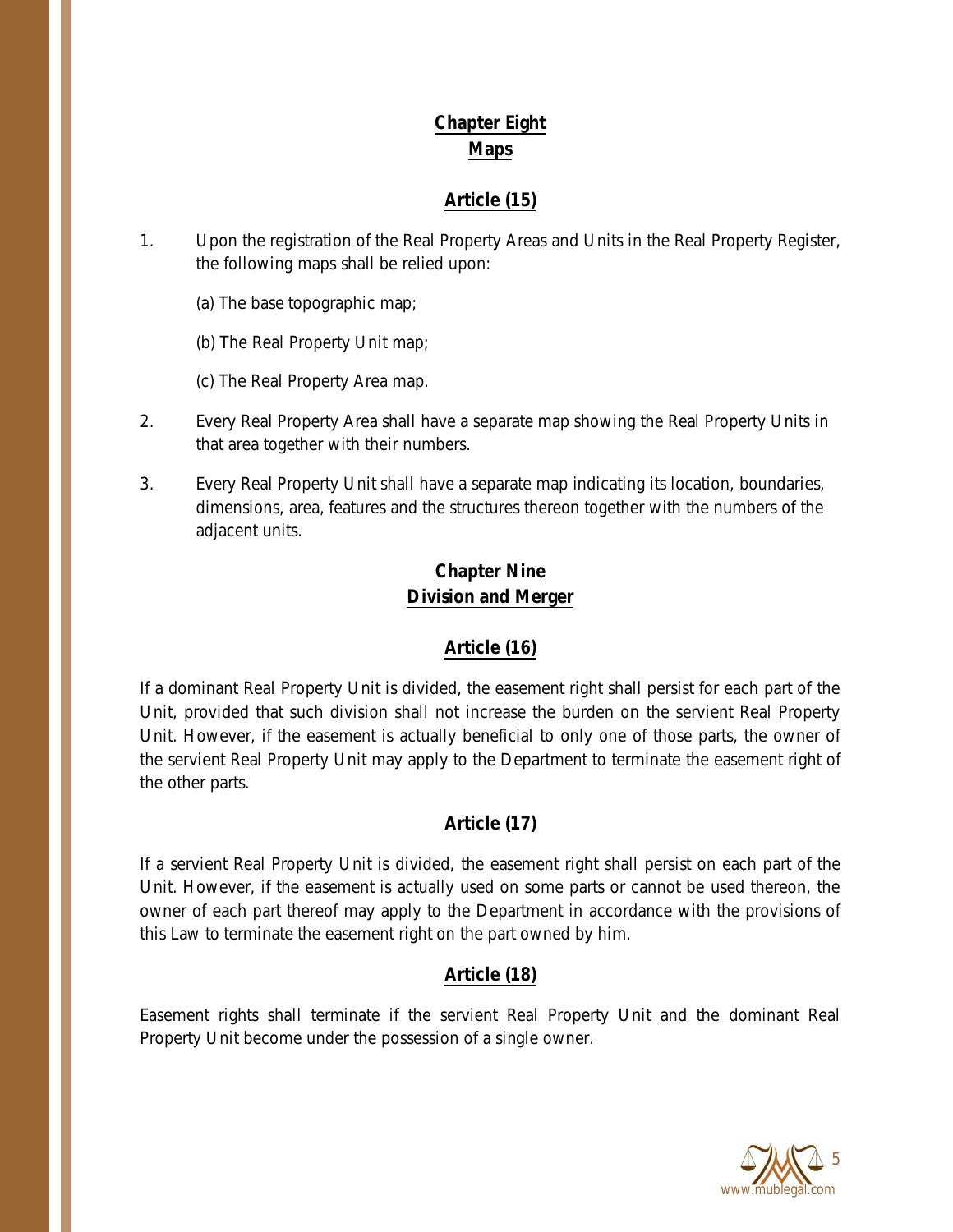## Chapter Eight
## Maps

### Article (15)

1. Upon the registration of the Real Property Areas and Units in the Real Property Register, the following maps shall be relied upon:

   (a) The base topographic map;

   (b) The Real Property Unit map;

   (c) The Real Property Area map.

2. Every Real Property Area shall have a separate map showing the Real Property Units in that area together with their numbers.

3. Every Real Property Unit shall have a separate map indicating its location, boundaries, dimensions, area, features and the structures thereon together with the numbers of the adjacent units.

## Chapter Nine
## Division and Merger

### Article (16)

If a dominant Real Property Unit is divided, the easement right shall persist for each part of the Unit, provided that such division shall not increase the burden on the servient Real Property Unit. However, if the easement is actually beneficial to only one of those parts, the owner of the servient Real Property Unit may apply to the Department to terminate the easement right of the other parts.

### Article (17)

If a servient Real Property Unit is divided, the easement right shall persist on each part of the Unit. However, if the easement is actually used on some parts or cannot be used thereon, the owner of each part thereof may apply to the Department in accordance with the provisions of this Law to terminate the easement right on the part owned by him.

### Article (18)

Easement rights shall terminate if the servient Real Property Unit and the dominant Real Property Unit become under the possession of a single owner.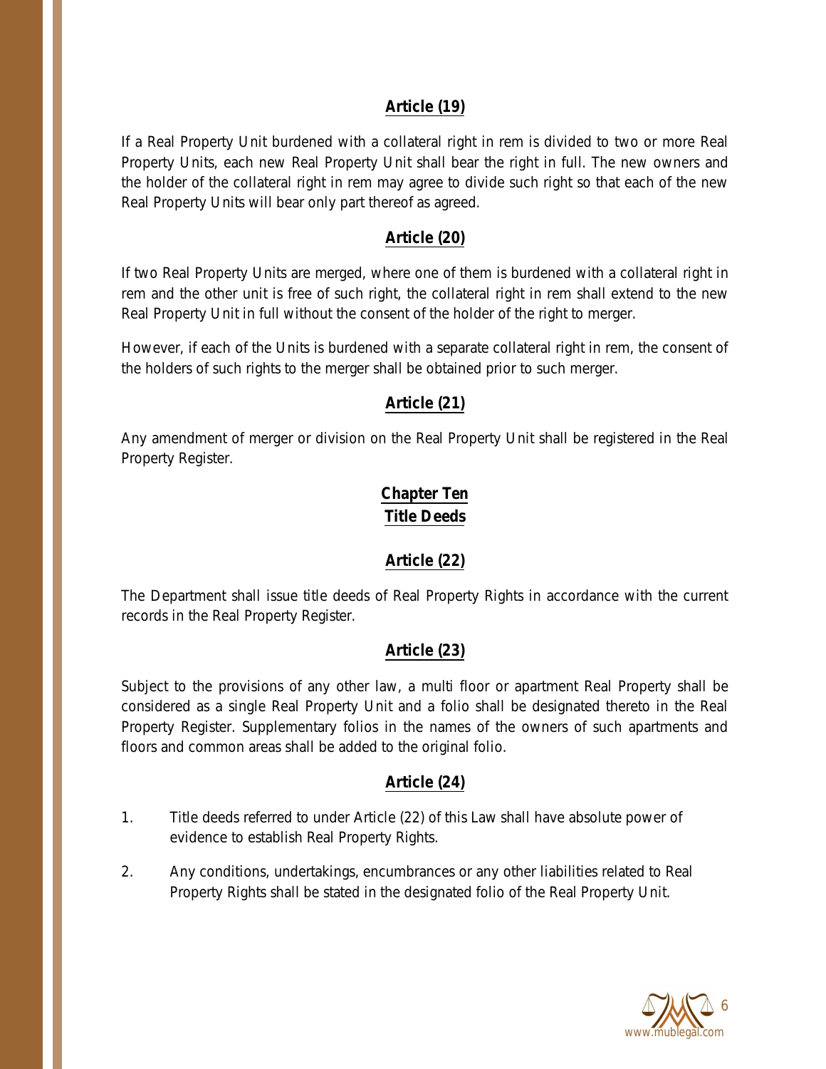### Article (19)

If a Real Property Unit burdened with a collateral right in rem is divided to two or more Real Property Units, each new Real Property Unit shall bear the right in full. The new owners and the holder of the collateral right in rem may agree to divide such right so that each of the new Real Property Units will bear only part thereof as agreed.

### Article (20)

If two Real Property Units are merged, where one of them is burdened with a collateral right in rem and the other unit is free of such right, the collateral right in rem shall extend to the new Real Property Unit in full without the consent of the holder of the right to merger.

However, if each of the Units is burdened with a separate collateral right in rem, the consent of the holders of such rights to the merger shall be obtained prior to such merger.

### Article (21)

Any amendment of merger or division on the Real Property Unit shall be registered in the Real Property Register.

## Chapter Ten
## Title Deeds

### Article (22)

The Department shall issue title deeds of Real Property Rights in accordance with the current records in the Real Property Register.

### Article (23)

Subject to the provisions of any other law, a multi floor or apartment Real Property shall be considered as a single Real Property Unit and a folio shall be designated thereto in the Real Property Register. Supplementary folios in the names of the owners of such apartments and floors and common areas shall be added to the original folio.

### Article (24)

1. Title deeds referred to under Article (22) of this Law shall have absolute power of evidence to establish Real Property Rights.
2. Any conditions, undertakings, encumbrances or any other liabilities related to Real Property Rights shall be stated in the designated folio of the Real Property Unit.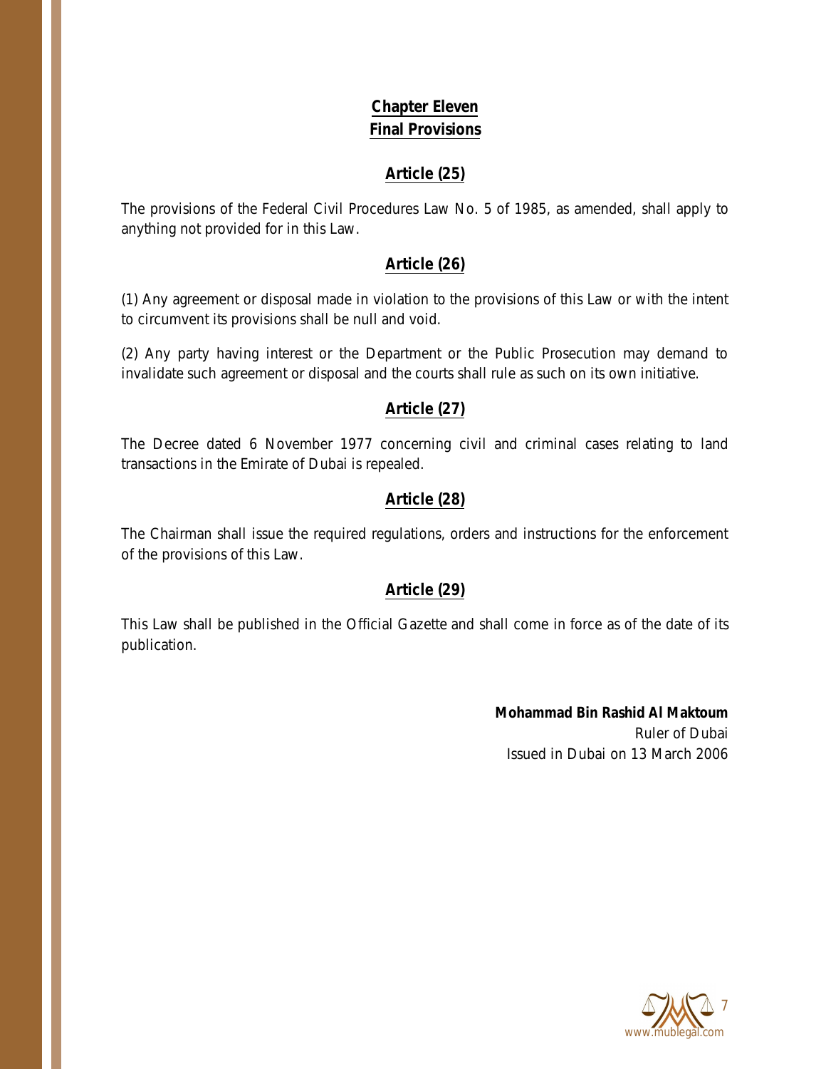## Chapter Eleven
## Final Provisions

### Article (25)

The provisions of the Federal Civil Procedures Law No. 5 of 1985, as amended, shall apply to anything not provided for in this Law.

### Article (26)

(1) Any agreement or disposal made in violation to the provisions of this Law or with the intent to circumvent its provisions shall be null and void.

(2) Any party having interest or the Department or the Public Prosecution may demand to invalidate such agreement or disposal and the courts shall rule as such on its own initiative.

### Article (27)

The Decree dated 6 November 1977 concerning civil and criminal cases relating to land transactions in the Emirate of Dubai is repealed.

### Article (28)

The Chairman shall issue the required regulations, orders and instructions for the enforcement of the provisions of this Law.

### Article (29)

This Law shall be published in the Official Gazette and shall come in force as of the date of its publication.

**Mohammad Bin Rashid Al Maktoum**
Ruler of Dubai
Issued in Dubai on 13 March 2006